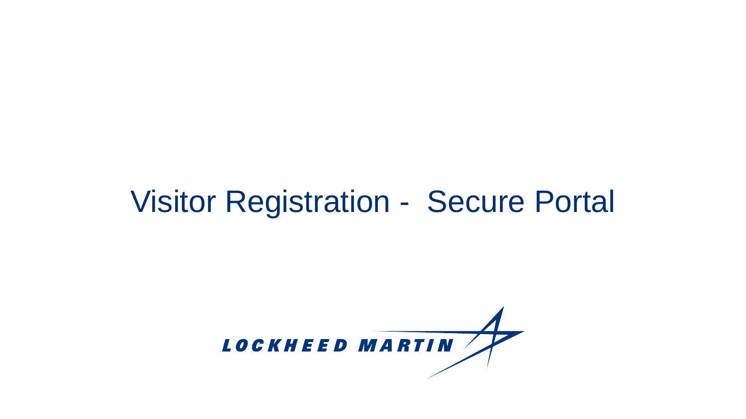# Visitor Registration - Secure Portal

LOCKHEED MARTIN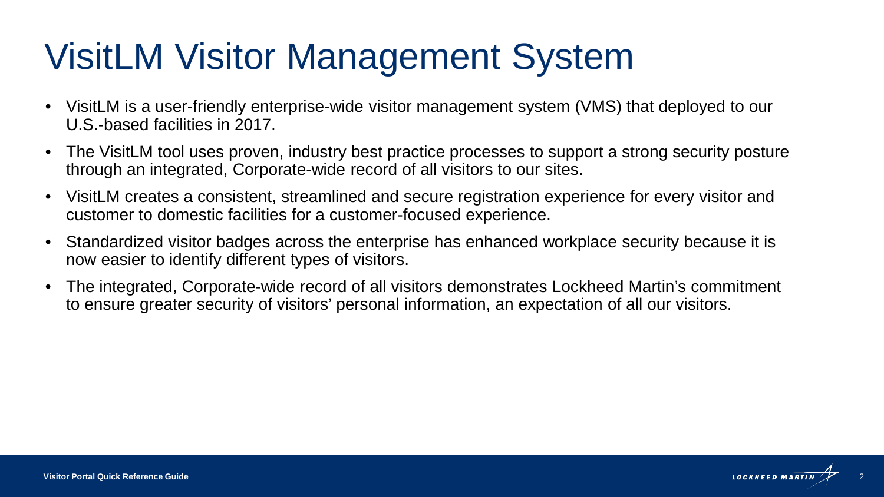# VisitLM Visitor Management System

- VisitLM is a user-friendly enterprise-wide visitor management system (VMS) that deployed to our U.S.-based facilities in 2017.
- The VisitLM tool uses proven, industry best practice processes to support a strong security posture through an integrated, Corporate-wide record of all visitors to our sites.
- VisitLM creates a consistent, streamlined and secure registration experience for every visitor and customer to domestic facilities for a customer-focused experience.
- Standardized visitor badges across the enterprise has enhanced workplace security because it is now easier to identify different types of visitors.
- The integrated, Corporate-wide record of all visitors demonstrates Lockheed Martin's commitment to ensure greater security of visitors' personal information, an expectation of all our visitors.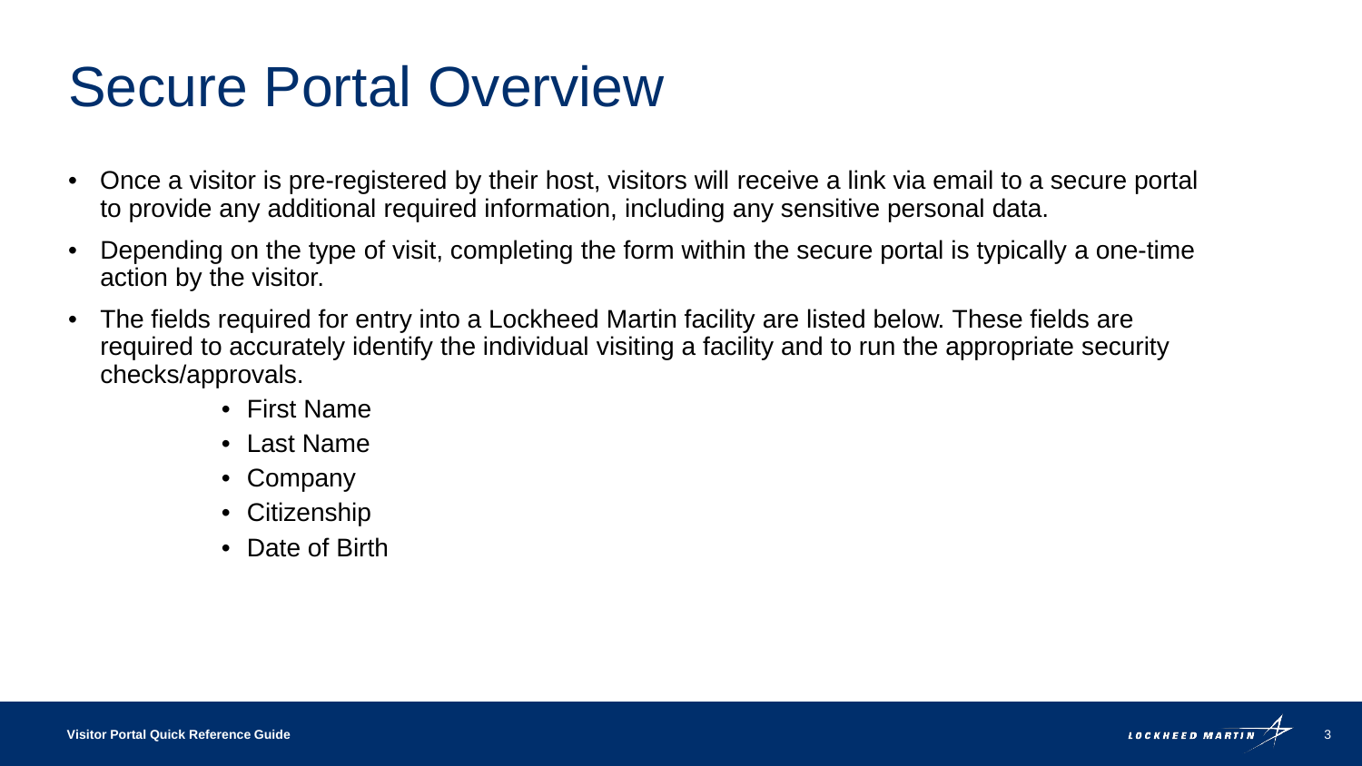# Secure Portal Overview

- Once a visitor is pre-registered by their host, visitors will receive a link via email to a secure portal to provide any additional required information, including any sensitive personal data.
- Depending on the type of visit, completing the form within the secure portal is typically a one-time action by the visitor.
- The fields required for entry into a Lockheed Martin facility are listed below. These fields are required to accurately identify the individual visiting a facility and to run the appropriate security checks/approvals.
    - First Name
    - Last Name
    - Company
    - Citizenship
    - Date of Birth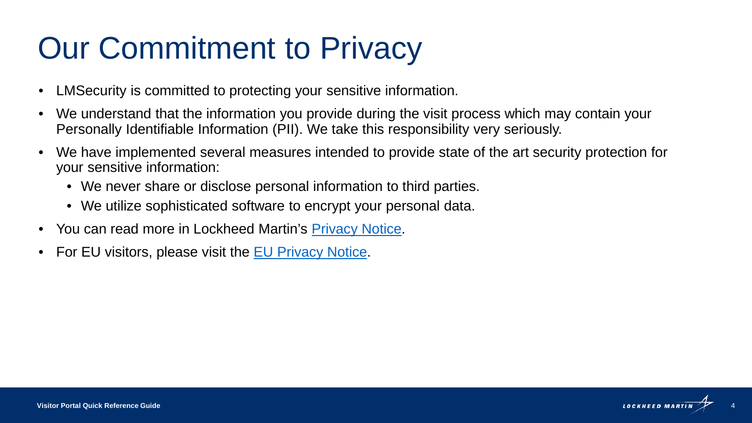# Our Commitment to Privacy

- LMSecurity is committed to protecting your sensitive information.
- We understand that the information you provide during the visit process which may contain your Personally Identifiable Information (PII). We take this responsibility very seriously.
- We have implemented several measures intended to provide state of the art security protection for your sensitive information:
  - We never share or disclose personal information to third parties.
  - We utilize sophisticated software to encrypt your personal data.
- You can read more in Lockheed Martin's Privacy Notice.
- For EU visitors, please visit the EU Privacy Notice.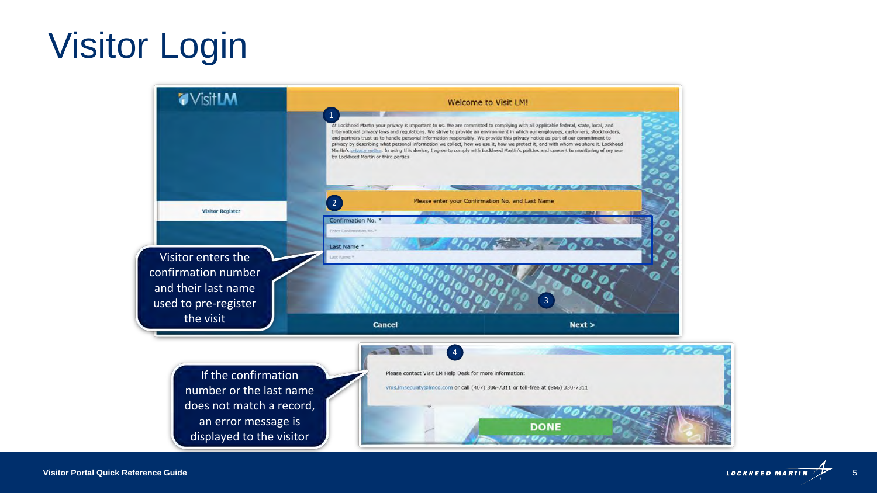# Visitor Login

VisitLM

Visitor Register

Welcome to Visit LM!

1

At Lockheed Martin your privacy is important to us. We are committed to complying with all applicable federal, state, local, and International privacy laws and regulations. We strive to provide an environment in which our employees, customers, stockholders, and partners trust us to handle personal information responsibly. We provide this privacy notice as part of our commitment to privacy by describing what personal information we collect, how we use it, how we protect it, and with whom we share it. Lockheed Martin's privacy notice. In using this device, I agree to comply with Lockheed Martin's policies and consent to monitoring of my use by Lockheed Martin or third parties

2

Please enter your Confirmation No. and Last Name

Confirmation No. *

Enter Confirmation No.*

Last Name *

Last Name *

3

Cancel

Next >

Visitor enters the confirmation number and their last name used to pre-register the visit

4

Please contact Visit LM Help Desk for more information:

vms.lmsecurity@lmco.com or call (407) 306-7311 or toll-free at (866) 330-7311

DONE

If the confirmation number or the last name does not match a record, an error message is displayed to the visitor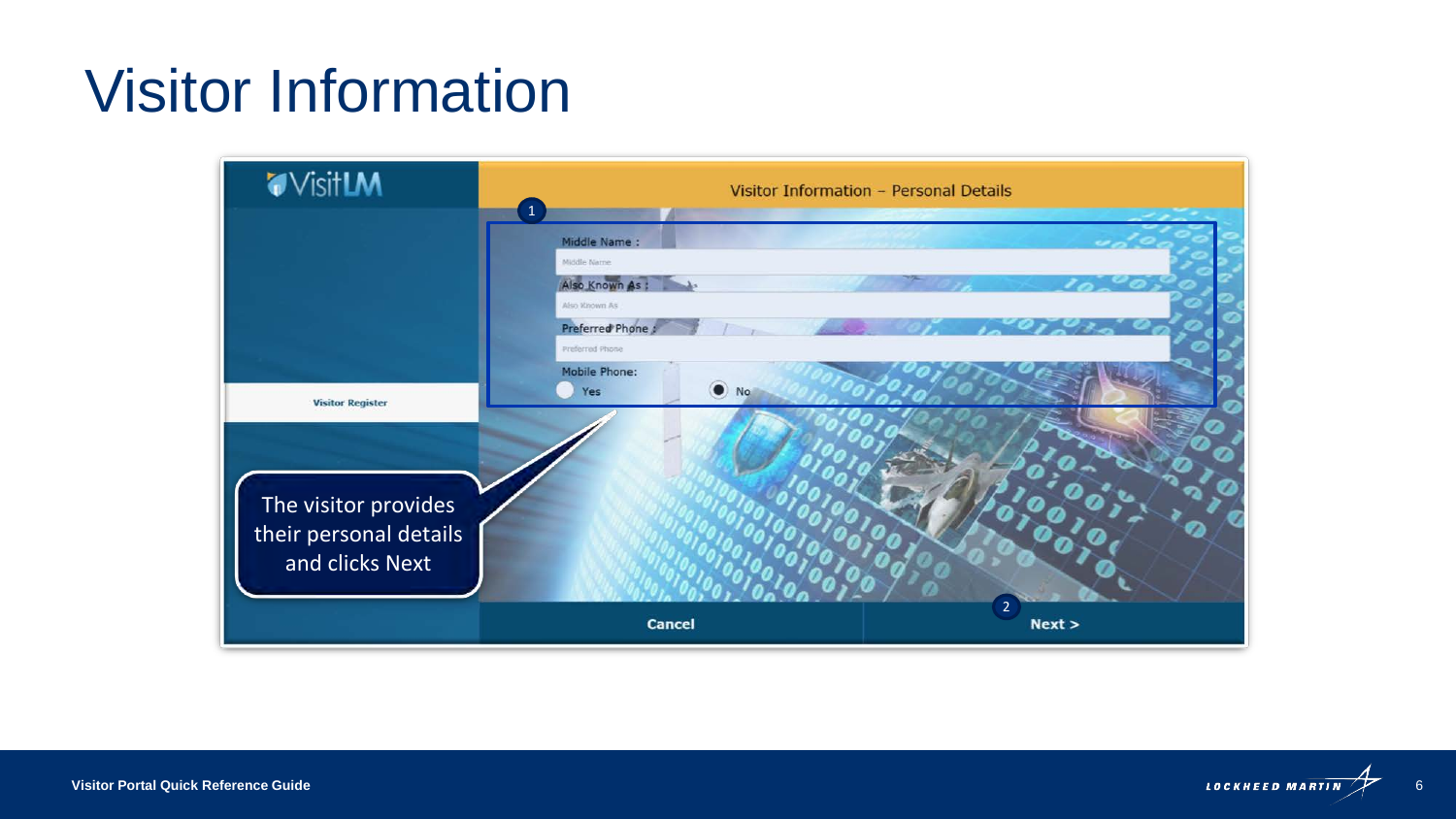# Visitor Information

VisitLM

Visitor Information – Personal Details

1

Middle Name :

Middle Name

Also Known As :

Also Known As

Preferred Phone :

Preferred Phone

Mobile Phone:

Yes

No

Visitor Register

The visitor provides their personal details and clicks Next

Cancel

2

Next >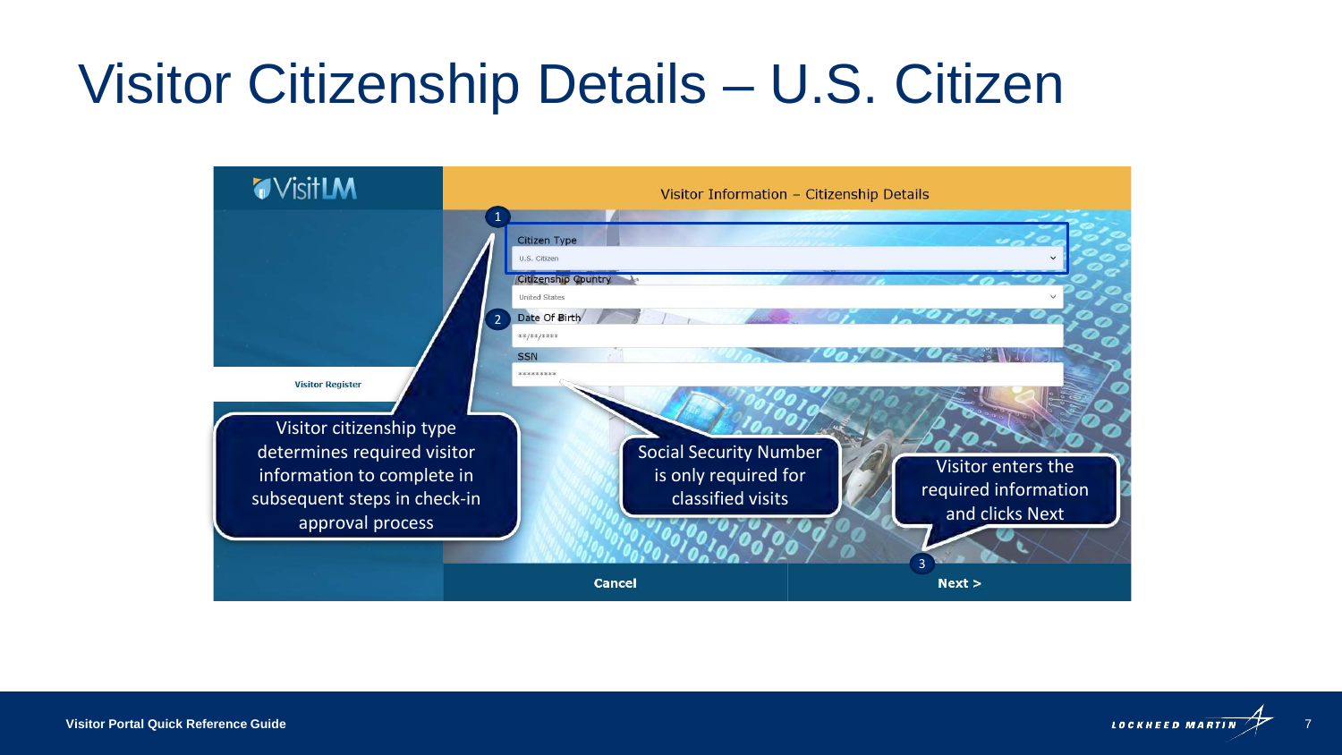# Visitor Citizenship Details – U.S. Citizen

VisitLM

Visitor Information – Citizenship Details

1. Citizen Type: U.S. Citizen

Citizenship Country: United States

2. Date Of Birth: **/**/****

SSN: *********

Visitor Register

Visitor citizenship type determines required visitor information to complete in subsequent steps in check-in approval process

Social Security Number is only required for classified visits

Visitor enters the required information and clicks Next

3. Cancel | Next >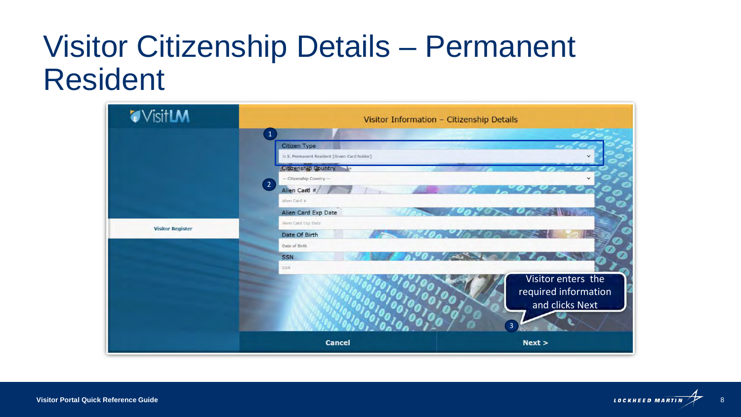# Visitor Citizenship Details – Permanent Resident

VisitLM

Visitor Register

Visitor Information – Citizenship Details

1

Citizen Type

U.S. Permanent Resident [Green Card holder]

Citizenship Country

-- Citizenship Country --

2

Alien Card #

Alien Card #

Alien Card Exp Date

Alien Card Exp Date

Date Of Birth

Date of Birth

SSN

SSN

Visitor enters the required information and clicks Next

3

Cancel

Next >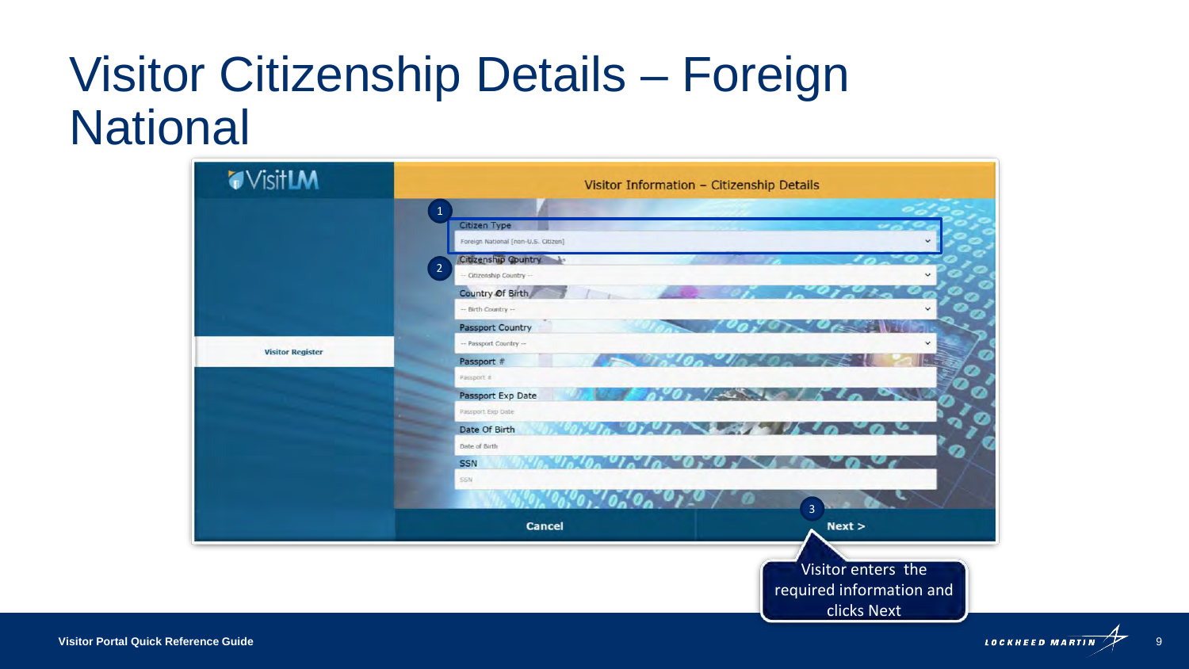# Visitor Citizenship Details – Foreign National

**VisitLM**

**Visitor Information – Citizenship Details**

Visitor Register

1. Citizen Type: Foreign National (non-U.S. Citizen)
2. Citizenship Country: -- Citizenship Country --

Country Of Birth: -- Birth Country --

Passport Country: -- Passport Country --

Passport #: Passport #

Passport Exp Date: Passport Exp Date

Date Of Birth: Date of Birth

SSN: SSN

Cancel | 3. Next >

Visitor enters the required information and clicks Next

Visitor Portal Quick Reference Guide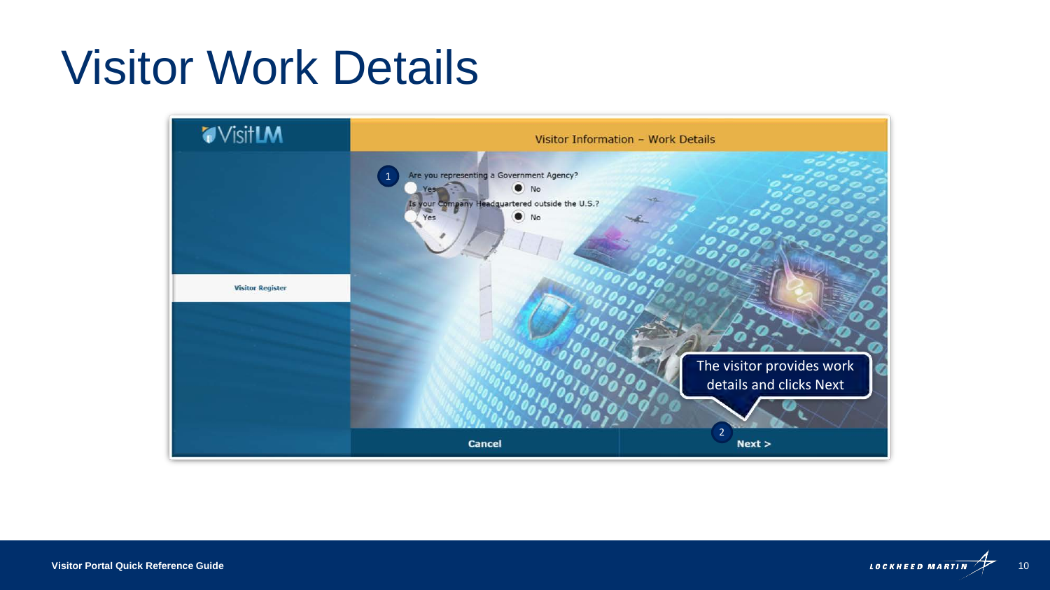# Visitor Work Details

VisitLM

Visitor Information – Work Details

1 Are you representing a Government Agency?

- Yes
- No

Is your Company Headquartered outside the U.S.?

- Yes
- No

Visitor Register

The visitor provides work details and clicks Next

Cancel

2 Next >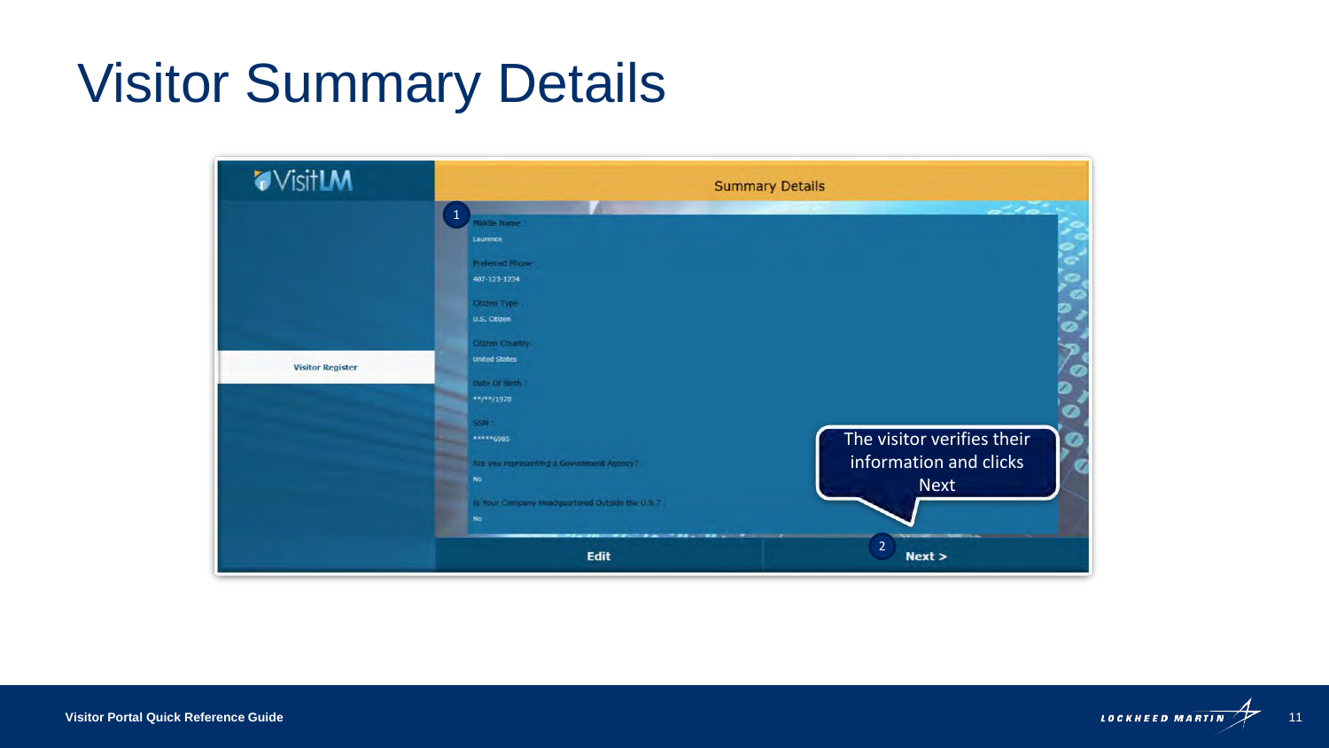# Visitor Summary Details

VisitLM

Summary Details

Visitor Register

1

Middle Name :

Laurence

Preferred Phone :

407-123-1234

Citizen Type :

U.S. Citizen

Citizen Country :

United States

Date Of Birth :

**/**/1970

SSN :

*****6985

Are you representing a Government Agency? :

No

Is Your Company Headquartered Outside the U.S.? :

No

The visitor verifies their information and clicks Next

Edit

2

Next >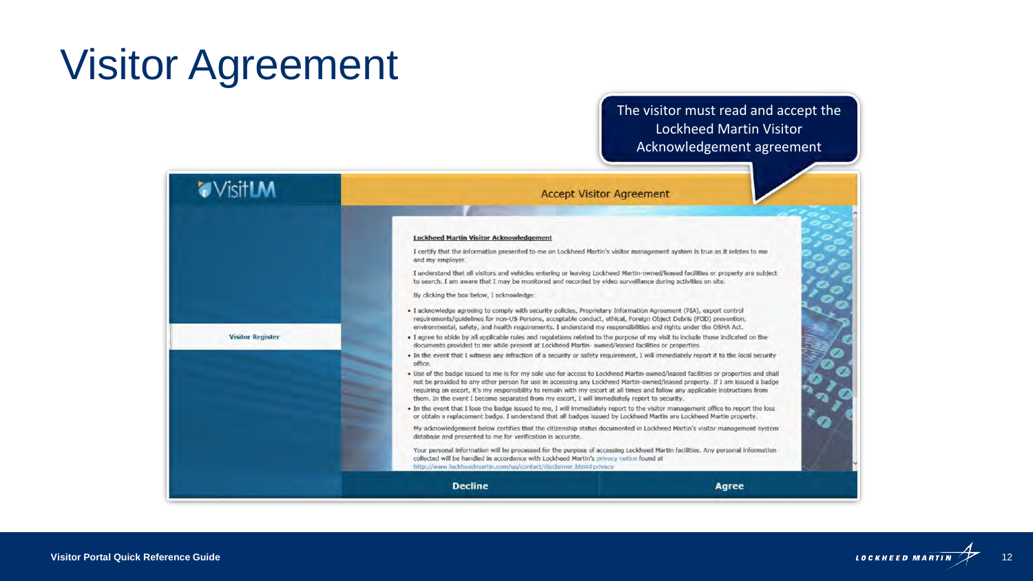# Visitor Agreement

The visitor must read and accept the Lockheed Martin Visitor Acknowledgement agreement

VisitLM

Accept Visitor Agreement

Visitor Register

**Lockheed Martin Visitor Acknowledgement**

I certify that the information presented to me on Lockheed Martin's visitor management system is true as it relates to me and my employer.

I understand that all visitors and vehicles entering or leaving Lockheed Martin-owned/leased facilities or property are subject to search. I am aware that I may be monitored and recorded by video surveillance during activities on site.

By clicking the box below, I acknowledge:

- I acknowledge agreeing to comply with security policies, Proprietary Information Agreement (PIA), export control requirements/guidelines for non-US Persons, acceptable conduct, ethical, Foreign Object Debris (FOD) prevention, environmental, safety, and health requirements. I understand my responsibilities and rights under the OSHA Act.
- I agree to abide by all applicable rules and regulations related to the purpose of my visit to include those indicated on the documents provided to me while present at Lockheed Martin- owned/leased facilities or properties.
- In the event that I witness any infraction of a security or safety requirement, I will immediately report it to the local security office.
- Use of the badge issued to me is for my sole use for access to Lockheed Martin-owned/leased facilities or properties and shall not be provided to any other person for use in accessing any Lockheed Martin-owned/leased property. If I am issued a badge requiring an escort, it's my responsibility to remain with my escort at all times and follow any applicable instructions from them. In the event I become separated from my escort, I will immediately report to security.
- In the event that I lose the badge issued to me, I will immediately report to the visitor management office to report the loss or obtain a replacement badge. I understand that all badges issued by Lockheed Martin are Lockheed Martin property.

My acknowledgement below certifies that the citizenship status documented in Lockheed Martin's visitor management system database and presented to me for verification is accurate.

Your personal information will be processed for the purpose of accessing Lockheed Martin facilities. Any personal information collected will be handled in accordance with Lockheed Martin's privacy notice found at http://www.lockheedmartin.com/us/contact/disclaimer.html#privacy

Decline | Agree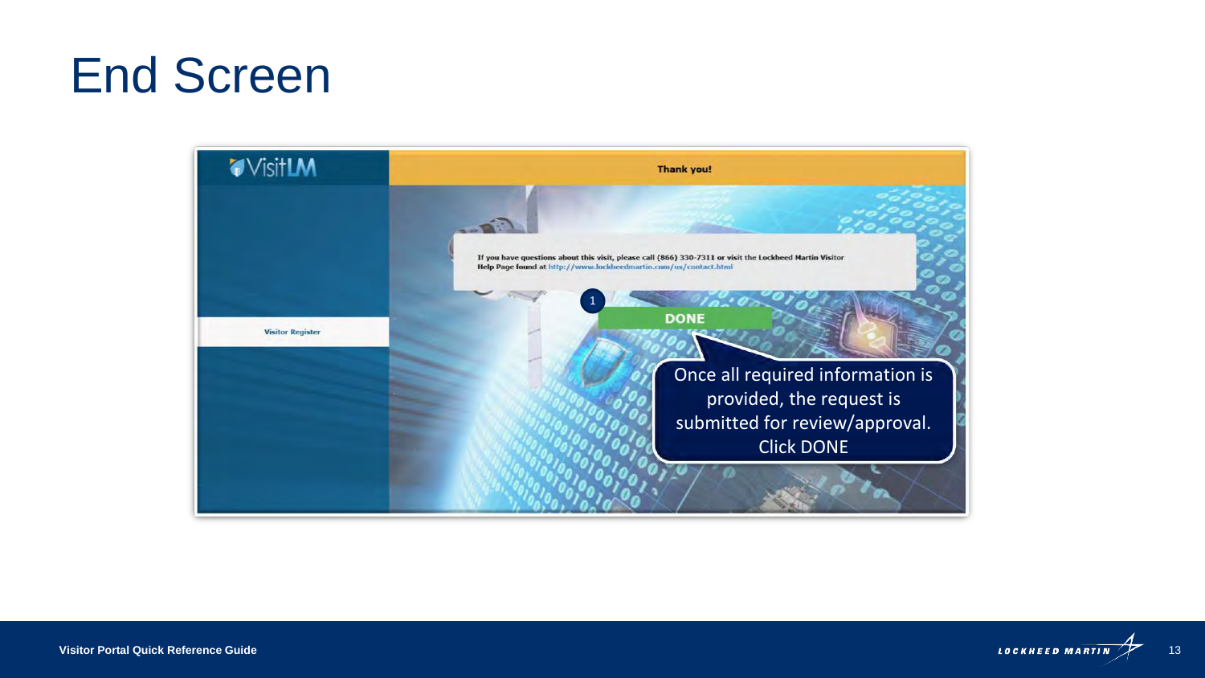# End Screen

VisitLM

Thank you!

Visitor Register

If you have questions about this visit, please call (866) 330-7311 or visit the Lockheed Martin Visitor Help Page found at http://www.lockheedmartin.com/us/contact.html

1

DONE

Once all required information is provided, the request is submitted for review/approval. Click DONE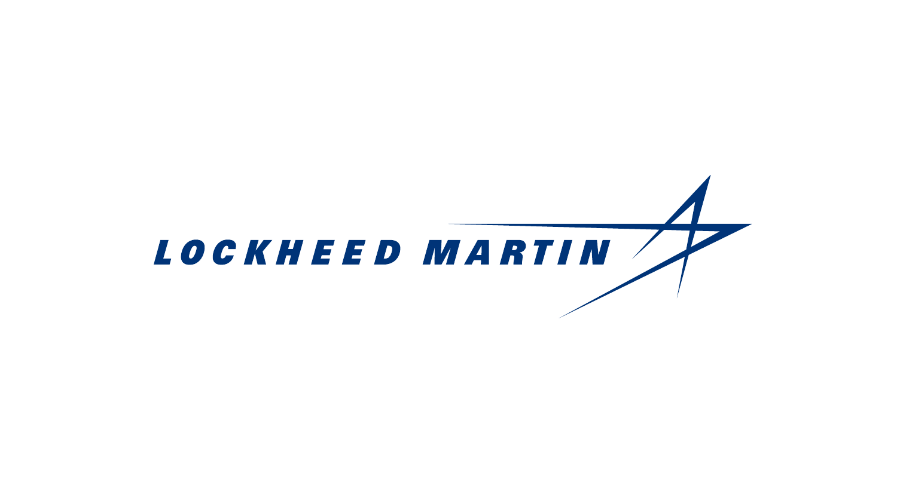LOCKHEED MARTIN